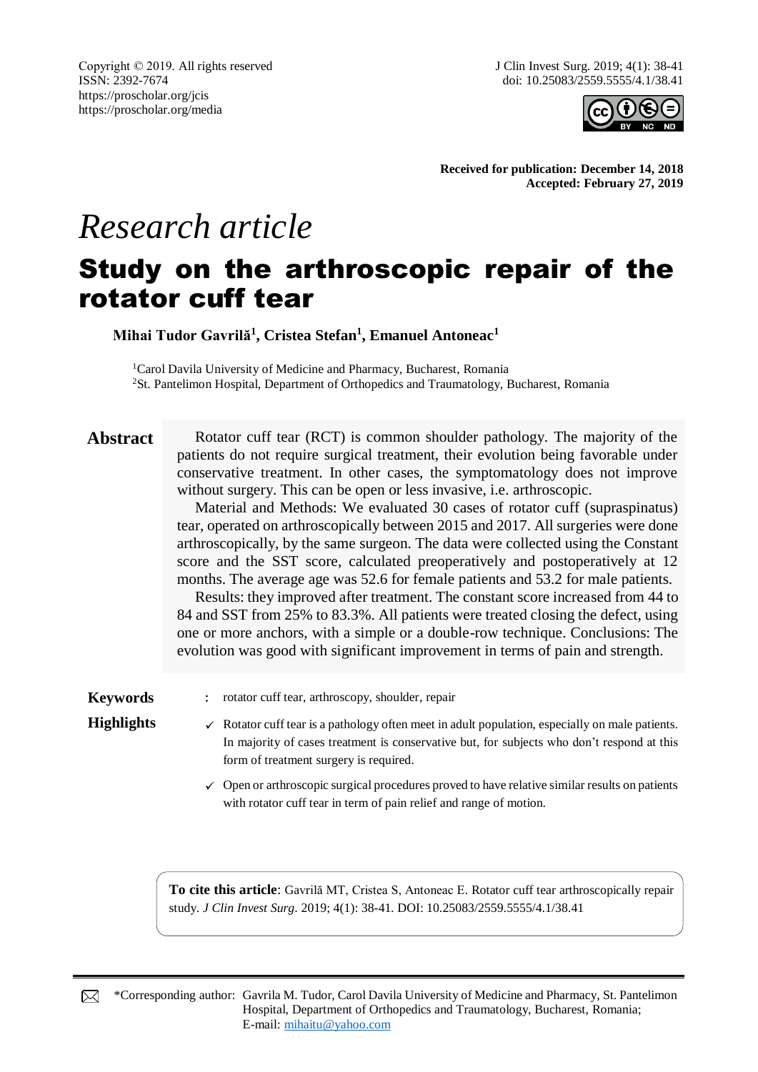Copyright © 2019. All rights reserved
ISSN: 2392-7674
https://proscholar.org/jcis
https://proscholar.org/media

J Clin Invest Surg. 2019; 4(1): 38-41
doi: 10.25083/2559.5555/4.1/38.41

**Received for publication: December 14, 2018**
**Accepted: February 27, 2019**

*Research article*

# Study on the arthroscopic repair of the rotator cuff tear

**Mihai Tudor Gavrilă[1], Cristea Stefan[1], Emanuel Antoneac[1]**

[1]Carol Davila University of Medicine and Pharmacy, Bucharest, Romania
[2]St. Pantelimon Hospital, Department of Orthopedics and Traumatology, Bucharest, Romania

## Abstract

Rotator cuff tear (RCT) is common shoulder pathology. The majority of the patients do not require surgical treatment, their evolution being favorable under conservative treatment. In other cases, the symptomatology does not improve without surgery. This can be open or less invasive, i.e. arthroscopic.

Material and Methods: We evaluated 30 cases of rotator cuff (supraspinatus) tear, operated on arthroscopically between 2015 and 2017. All surgeries were done arthroscopically, by the same surgeon. The data were collected using the Constant score and the SST score, calculated preoperatively and postoperatively at 12 months. The average age was 52.6 for female patients and 53.2 for male patients.

Results: they improved after treatment. The constant score increased from 44 to 84 and SST from 25% to 83.3%. All patients were treated closing the defect, using one or more anchors, with a simple or a double-row technique. Conclusions: The evolution was good with significant improvement in terms of pain and strength.

**Keywords** : rotator cuff tear, arthroscopy, shoulder, repair

**Highlights**

- ✓ Rotator cuff tear is a pathology often meet in adult population, especially on male patients. In majority of cases treatment is conservative but, for subjects who don't respond at this form of treatment surgery is required.
- ✓ Open or arthroscopic surgical procedures proved to have relative similar results on patients with rotator cuff tear in term of pain relief and range of motion.

**To cite this article**: Gavrilă MT, Cristea S, Antoneac E. Rotator cuff tear arthroscopically repair study. *J Clin Invest Surg*. 2019; 4(1): 38-41. DOI: 10.25083/2559.5555/4.1/38.41

*Corresponding author: Gavrila M. Tudor, Carol Davila University of Medicine and Pharmacy, St. Pantelimon Hospital, Department of Orthopedics and Traumatology, Bucharest, Romania; E-mail: mihaitu@yahoo.com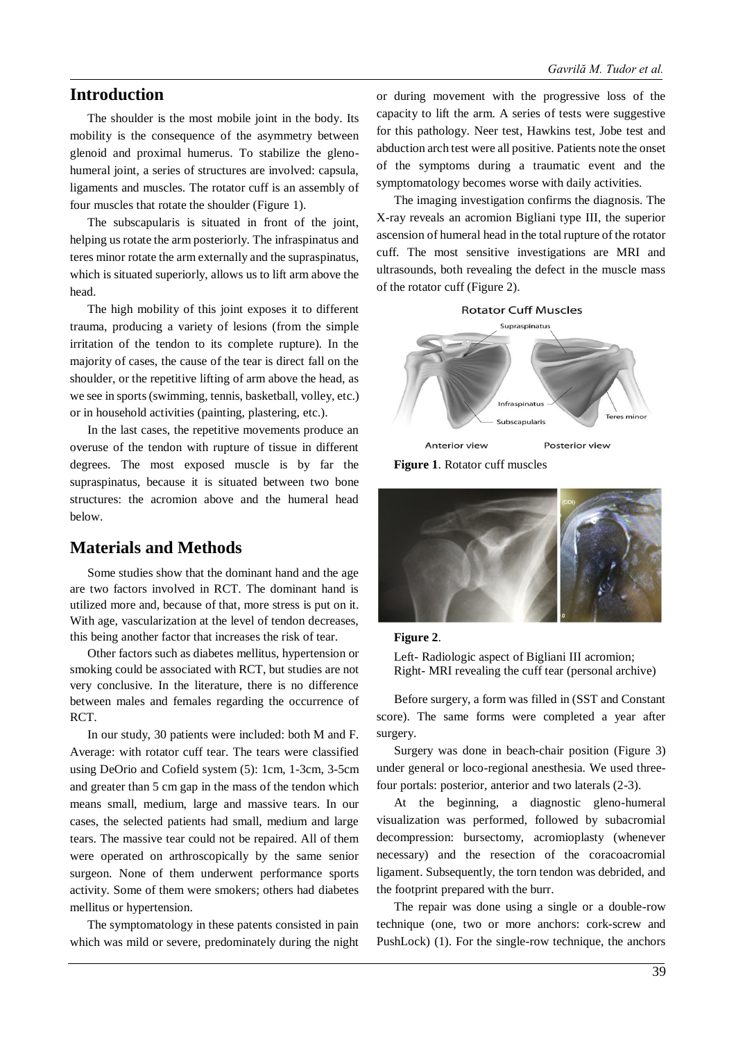## Introduction

The shoulder is the most mobile joint in the body. Its mobility is the consequence of the asymmetry between glenoid and proximal humerus. To stabilize the gleno-humeral joint, a series of structures are involved: capsula, ligaments and muscles. The rotator cuff is an assembly of four muscles that rotate the shoulder (Figure 1).

The subscapularis is situated in front of the joint, helping us rotate the arm posteriorly. The infraspinatus and teres minor rotate the arm externally and the supraspinatus, which is situated superiorly, allows us to lift arm above the head.

The high mobility of this joint exposes it to different trauma, producing a variety of lesions (from the simple irritation of the tendon to its complete rupture). In the majority of cases, the cause of the tear is direct fall on the shoulder, or the repetitive lifting of arm above the head, as we see in sports (swimming, tennis, basketball, volley, etc.) or in household activities (painting, plastering, etc.).

In the last cases, the repetitive movements produce an overuse of the tendon with rupture of tissue in different degrees. The most exposed muscle is by far the supraspinatus, because it is situated between two bone structures: the acromion above and the humeral head below.

## Materials and Methods

Some studies show that the dominant hand and the age are two factors involved in RCT. The dominant hand is utilized more and, because of that, more stress is put on it. With age, vascularization at the level of tendon decreases, this being another factor that increases the risk of tear.

Other factors such as diabetes mellitus, hypertension or smoking could be associated with RCT, but studies are not very conclusive. In the literature, there is no difference between males and females regarding the occurrence of RCT.

In our study, 30 patients were included: both M and F. Average: with rotator cuff tear. The tears were classified using DeOrio and Cofield system (5): 1cm, 1-3cm, 3-5cm and greater than 5 cm gap in the mass of the tendon which means small, medium, large and massive tears. In our cases, the selected patients had small, medium and large tears. The massive tear could not be repaired. All of them were operated on arthroscopically by the same senior surgeon. None of them underwent performance sports activity. Some of them were smokers; others had diabetes mellitus or hypertension.

The symptomatology in these patents consisted in pain which was mild or severe, predominately during the night or during movement with the progressive loss of the capacity to lift the arm. A series of tests were suggestive for this pathology. Neer test, Hawkins test, Jobe test and abduction arch test were all positive. Patients note the onset of the symptoms during a traumatic event and the symptomatology becomes worse with daily activities.

The imaging investigation confirms the diagnosis. The X-ray reveals an acromion Bigliani type III, the superior ascension of humeral head in the total rupture of the rotator cuff. The most sensitive investigations are MRI and ultrasounds, both revealing the defect in the muscle mass of the rotator cuff (Figure 2).

**Figure 1**. Rotator cuff muscles

**Figure 2**.

Left- Radiologic aspect of Bigliani III acromion;
Right- MRI revealing the cuff tear (personal archive)

Before surgery, a form was filled in (SST and Constant score). The same forms were completed a year after surgery.

Surgery was done in beach-chair position (Figure 3) under general or loco-regional anesthesia. We used three-four portals: posterior, anterior and two laterals (2-3).

At the beginning, a diagnostic gleno-humeral visualization was performed, followed by subacromial decompression: bursectomy, acromioplasty (whenever necessary) and the resection of the coracoacromial ligament. Subsequently, the torn tendon was debrided, and the footprint prepared with the burr.

The repair was done using a single or a double-row technique (one, two or more anchors: cork-screw and PushLock) (1). For the single-row technique, the anchors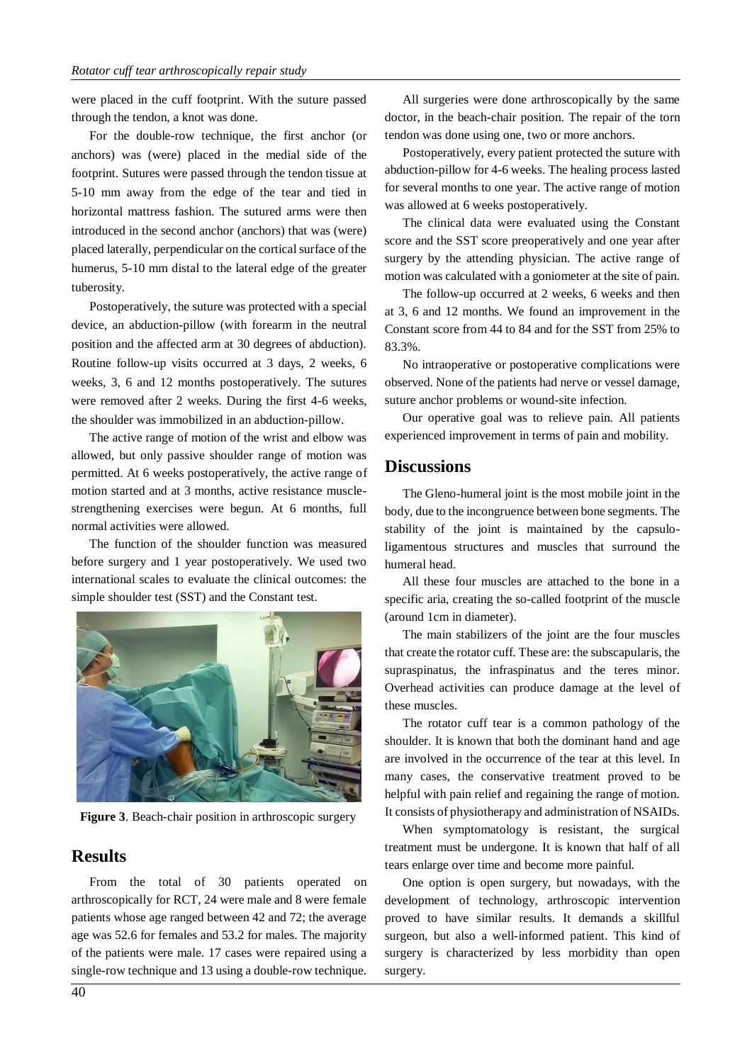were placed in the cuff footprint. With the suture passed through the tendon, a knot was done.

For the double-row technique, the first anchor (or anchors) was (were) placed in the medial side of the footprint. Sutures were passed through the tendon tissue at 5-10 mm away from the edge of the tear and tied in horizontal mattress fashion. The sutured arms were then introduced in the second anchor (anchors) that was (were) placed laterally, perpendicular on the cortical surface of the humerus, 5-10 mm distal to the lateral edge of the greater tuberosity.

Postoperatively, the suture was protected with a special device, an abduction-pillow (with forearm in the neutral position and the affected arm at 30 degrees of abduction). Routine follow-up visits occurred at 3 days, 2 weeks, 6 weeks, 3, 6 and 12 months postoperatively. The sutures were removed after 2 weeks. During the first 4-6 weeks, the shoulder was immobilized in an abduction-pillow.

The active range of motion of the wrist and elbow was allowed, but only passive shoulder range of motion was permitted. At 6 weeks postoperatively, the active range of motion started and at 3 months, active resistance muscle-strengthening exercises were begun. At 6 months, full normal activities were allowed.

The function of the shoulder function was measured before surgery and 1 year postoperatively. We used two international scales to evaluate the clinical outcomes: the simple shoulder test (SST) and the Constant test.

**Figure 3**. Beach-chair position in arthroscopic surgery

## Results

From the total of 30 patients operated on arthroscopically for RCT, 24 were male and 8 were female patients whose age ranged between 42 and 72; the average age was 52.6 for females and 53.2 for males. The majority of the patients were male. 17 cases were repaired using a single-row technique and 13 using a double-row technique.

All surgeries were done arthroscopically by the same doctor, in the beach-chair position. The repair of the torn tendon was done using one, two or more anchors.

Postoperatively, every patient protected the suture with abduction-pillow for 4-6 weeks. The healing process lasted for several months to one year. The active range of motion was allowed at 6 weeks postoperatively.

The clinical data were evaluated using the Constant score and the SST score preoperatively and one year after surgery by the attending physician. The active range of motion was calculated with a goniometer at the site of pain.

The follow-up occurred at 2 weeks, 6 weeks and then at 3, 6 and 12 months. We found an improvement in the Constant score from 44 to 84 and for the SST from 25% to 83.3%.

No intraoperative or postoperative complications were observed. None of the patients had nerve or vessel damage, suture anchor problems or wound-site infection.

Our operative goal was to relieve pain. All patients experienced improvement in terms of pain and mobility.

## Discussions

The Gleno-humeral joint is the most mobile joint in the body, due to the incongruence between bone segments. The stability of the joint is maintained by the capsulo-ligamentous structures and muscles that surround the humeral head.

All these four muscles are attached to the bone in a specific aria, creating the so-called footprint of the muscle (around 1cm in diameter).

The main stabilizers of the joint are the four muscles that create the rotator cuff. These are: the subscapularis, the supraspinatus, the infraspinatus and the teres minor. Overhead activities can produce damage at the level of these muscles.

The rotator cuff tear is a common pathology of the shoulder. It is known that both the dominant hand and age are involved in the occurrence of the tear at this level. In many cases, the conservative treatment proved to be helpful with pain relief and regaining the range of motion. It consists of physiotherapy and administration of NSAIDs.

When symptomatology is resistant, the surgical treatment must be undergone. It is known that half of all tears enlarge over time and become more painful.

One option is open surgery, but nowadays, with the development of technology, arthroscopic intervention proved to have similar results. It demands a skillful surgeon, but also a well-informed patient. This kind of surgery is characterized by less morbidity than open surgery.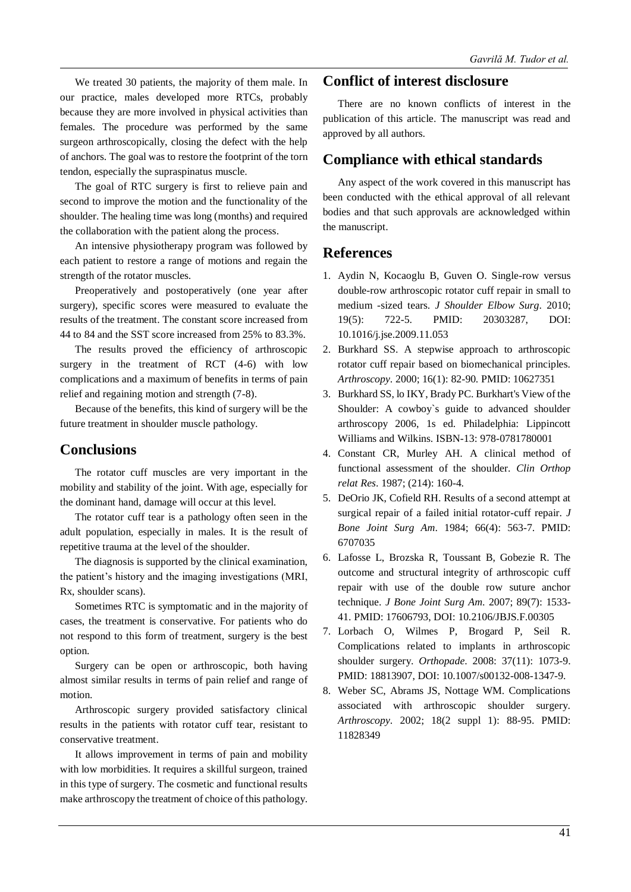We treated 30 patients, the majority of them male. In our practice, males developed more RTCs, probably because they are more involved in physical activities than females. The procedure was performed by the same surgeon arthroscopically, closing the defect with the help of anchors. The goal was to restore the footprint of the torn tendon, especially the supraspinatus muscle.

The goal of RTC surgery is first to relieve pain and second to improve the motion and the functionality of the shoulder. The healing time was long (months) and required the collaboration with the patient along the process.

An intensive physiotherapy program was followed by each patient to restore a range of motions and regain the strength of the rotator muscles.

Preoperatively and postoperatively (one year after surgery), specific scores were measured to evaluate the results of the treatment. The constant score increased from 44 to 84 and the SST score increased from 25% to 83.3%.

The results proved the efficiency of arthroscopic surgery in the treatment of RCT (4-6) with low complications and a maximum of benefits in terms of pain relief and regaining motion and strength (7-8).

Because of the benefits, this kind of surgery will be the future treatment in shoulder muscle pathology.

## Conclusions

The rotator cuff muscles are very important in the mobility and stability of the joint. With age, especially for the dominant hand, damage will occur at this level.

The rotator cuff tear is a pathology often seen in the adult population, especially in males. It is the result of repetitive trauma at the level of the shoulder.

The diagnosis is supported by the clinical examination, the patient's history and the imaging investigations (MRI, Rx, shoulder scans).

Sometimes RTC is symptomatic and in the majority of cases, the treatment is conservative. For patients who do not respond to this form of treatment, surgery is the best option.

Surgery can be open or arthroscopic, both having almost similar results in terms of pain relief and range of motion.

Arthroscopic surgery provided satisfactory clinical results in the patients with rotator cuff tear, resistant to conservative treatment.

It allows improvement in terms of pain and mobility with low morbidities. It requires a skillful surgeon, trained in this type of surgery. The cosmetic and functional results make arthroscopy the treatment of choice of this pathology.

## Conflict of interest disclosure

There are no known conflicts of interest in the publication of this article. The manuscript was read and approved by all authors.

## Compliance with ethical standards

Any aspect of the work covered in this manuscript has been conducted with the ethical approval of all relevant bodies and that such approvals are acknowledged within the manuscript.

## References

1. Aydin N, Kocaoglu B, Guven O. Single-row versus double-row arthroscopic rotator cuff repair in small to medium -sized tears. *J Shoulder Elbow Surg*. 2010; 19(5): 722-5. PMID: 20303287, DOI: 10.1016/j.jse.2009.11.053
2. Burkhard SS. A stepwise approach to arthroscopic rotator cuff repair based on biomechanical principles. *Arthroscopy*. 2000; 16(1): 82-90. PMID: 10627351
3. Burkhard SS, lo IKY, Brady PC. Burkhart's View of the Shoulder: A cowboy`s guide to advanced shoulder arthroscopy 2006, 1s ed. Philadelphia: Lippincott Williams and Wilkins. ISBN-13: 978-0781780001
4. Constant CR, Murley AH. A clinical method of functional assessment of the shoulder. *Clin Orthop relat Res*. 1987; (214): 160-4.
5. DeOrio JK, Cofield RH. Results of a second attempt at surgical repair of a failed initial rotator-cuff repair. *J Bone Joint Surg Am*. 1984; 66(4): 563-7. PMID: 6707035
6. Lafosse L, Brozska R, Toussant B, Gobezie R. The outcome and structural integrity of arthroscopic cuff repair with use of the double row suture anchor technique. *J Bone Joint Surg Am*. 2007; 89(7): 1533-41. PMID: 17606793, DOI: 10.2106/JBJS.F.00305
7. Lorbach O, Wilmes P, Brogard P, Seil R. Complications related to implants in arthroscopic shoulder surgery. *Orthopade*. 2008: 37(11): 1073-9. PMID: 18813907, DOI: 10.1007/s00132-008-1347-9.
8. Weber SC, Abrams JS, Nottage WM. Complications associated with arthroscopic shoulder surgery. *Arthroscopy*. 2002; 18(2 suppl 1): 88-95. PMID: 11828349